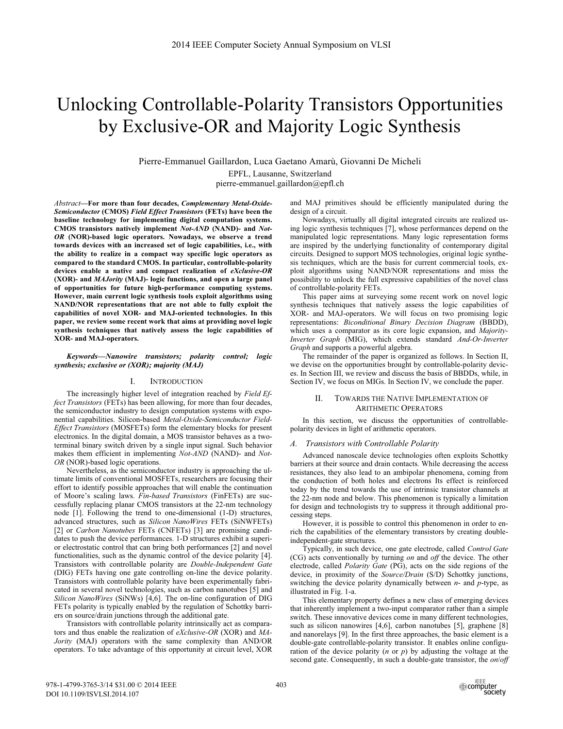# Unlocking Controllable-Polarity Transistors Opportunities by Exclusive-OR and Majority Logic Synthesis

Pierre-Emmanuel Gaillardon, Luca Gaetano Amarù, Giovanni De Micheli

EPFL, Lausanne, Switzerland

pierre-emmanuel.gaillardon@epfl.ch

*Abstract*—**For more than four decades, *Complementary Metal-Oxide-Semiconductor* (CMOS) *Field Effect Transistors* (FETs) have been the baseline technology for implementing digital computation systems. CMOS transistors natively implement *Not-AND* (NAND)- and *Not-OR* (NOR)-based logic operators. Nowadays, we observe a trend towards devices with an increased set of logic capabilities, i.e., with the ability to realize in a compact way specific logic operators as compared to the standard CMOS. In particular, controllable-polarity devices enable a native and compact realization of *eXclusive-OR* (XOR)- and *MAJority* (MAJ)- logic functions, and open a large panel of opportunities for future high-performance computing systems. However, main current logic synthesis tools exploit algorithms using NAND/NOR representations that are not able to fully exploit the capabilities of novel XOR- and MAJ-oriented technologies. In this paper, we review some recent work that aims at providing novel logic synthesis techniques that natively assess the logic capabilities of XOR- and MAJ-operators.**

***Keywords—Nanowire transistors; polarity control; logic synthesis; exclusive or (XOR); majority (MAJ)***

## I. Introduction

The increasingly higher level of integration reached by *Field Effect Transistors* (FETs) has been allowing, for more than four decades, the semiconductor industry to design computation systems with exponential capabilities. Silicon-based *Metal-Oxide-Semiconductor Field-Effect Transistors* (MOSFETs) form the elementary blocks for present electronics. In the digital domain, a MOS transistor behaves as a two-terminal binary switch driven by a single input signal. Such behavior makes them efficient in implementing *Not-AND* (NAND)- and *Not-OR* (NOR)-based logic operations.

Nevertheless, as the semiconductor industry is approaching the ultimate limits of conventional MOSFETs, researchers are focusing their effort to identify possible approaches that will enable the continuation of Moore's scaling laws. *Fin-based Transistors* (FinFETs) are successfully replacing planar CMOS transistors at the 22-nm technology node [1]. Following the trend to one-dimensional (1-D) structures, advanced structures, such as *Silicon NanoWires* FETs (SiNWFETs) [2] or *Carbon Nanotubes* FETs (CNFETs) [3] are promising candidates to push the device performances. 1-D structures exhibit a superior electrostatic control that can bring both performances [2] and novel functionalities, such as the dynamic control of the device polarity [4]. Transistors with controllable polarity are *Double-Independent Gate* (DIG) FETs having one gate controlling on-line the device polarity. Transistors with controllable polarity have been experimentally fabricated in several novel technologies, such as carbon nanotubes [5] and *Silicon NanoWires* (SiNWs) [4,6]. The on-line configuration of DIG FETs polarity is typically enabled by the regulation of Schottky barriers on source/drain junctions through the additional gate.

Transistors with controllable polarity intrinsically act as comparators and thus enable the realization of *eXclusive-OR* (XOR) and *MAJority* (MAJ) operators with the same complexity than AND/OR operators. To take advantage of this opportunity at circuit level, XOR and MAJ primitives should be efficiently manipulated during the design of a circuit.

Nowadays, virtually all digital integrated circuits are realized using logic synthesis techniques [7], whose performances depend on the manipulated logic representations. Many logic representation forms are inspired by the underlying functionality of contemporary digital circuits. Designed to support MOS technologies, original logic synthesis techniques, which are the basis for current commercial tools, exploit algorithms using NAND/NOR representations and miss the possibility to unlock the full expressive capabilities of the novel class of controllable-polarity FETs.

This paper aims at surveying some recent work on novel logic synthesis techniques that natively assess the logic capabilities of XOR- and MAJ-operators. We will focus on two promising logic representations: *Biconditional Binary Decision Diagram* (BBDD), which uses a comparator as its core logic expansion, and *Majority-Inverter Graph* (MIG), which extends standard *And-Or-Inverter Graph* and supports a powerful algebra.

The remainder of the paper is organized as follows. In Section II, we devise on the opportunities brought by controllable-polarity devices. In Section III, we review and discuss the basis of BBDDs, while, in Section IV, we focus on MIGs. In Section IV, we conclude the paper.

## II. Towards the Native Implementation of Arithmetic Operators

In this section, we discuss the opportunities of controllable-polarity devices in light of arithmetic operators.

### *A. Transistors with Controllable Polarity*

Advanced nanoscale device technologies often exploits Schottky barriers at their source and drain contacts. While decreasing the access resistances, they also lead to an ambipolar phenomena, coming from the conduction of both holes and electrons Its effect is reinforced today by the trend towards the use of intrinsic transistor channels at the 22-nm node and below. This phenomenon is typically a limitation for design and technologists try to suppress it through additional processing steps.

However, it is possible to control this phenomenon in order to enrich the capabilities of the elementary transistors by creating double-independent-gate structures.

Typically, in such device, one gate electrode, called *Control Gate* (CG) acts conventionally by turning *on* and *off* the device. The other electrode, called *Polarity Gate* (PG), acts on the side regions of the device, in proximity of the *Source/Drain* (S/D) Schottky junctions, switching the device polarity dynamically between *n*- and *p*-type, as illustrated in Fig. 1-a.

This elementary property defines a new class of emerging devices that inherently implement a two-input comparator rather than a simple switch. These innovative devices come in many different technologies, such as silicon nanowires [4,6], carbon nanotubes [5], graphene [8] and nanorelays [9]. In the first three approaches, the basic element is a double-gate controllable-polarity transistor. It enables online configuration of the device polarity (*n* or *p*) by adjusting the voltage at the second gate. Consequently, in such a double-gate transistor, the *on*/*off*

978-1-4799-3765-3/14 $31.00 © 2014 IEEE

DOI 10.1109/ISVLSI.2014.107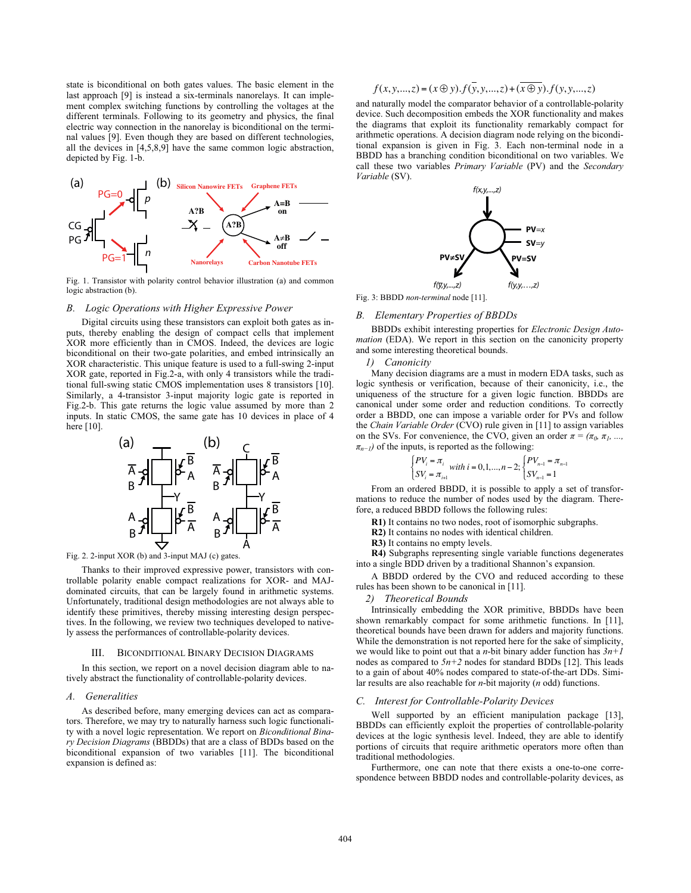state is biconditional on both gates values. The basic element in the last approach [9] is instead a six-terminals nanorelays. It can implement complex switching functions by controlling the voltages at the different terminals. Following to its geometry and physics, the final electric way connection in the nanorelay is biconditional on the terminal values [9]. Even though they are based on different technologies, all the devices in [4,5,8,9] have the same common logic abstraction, depicted by Fig. 1-b.

Fig. 1. Transistor with polarity control behavior illustration (a) and common logic abstraction (b).

### B. Logic Operations with Higher Expressive Power

Digital circuits using these transistors can exploit both gates as inputs, thereby enabling the design of compact cells that implement XOR more efficiently than in CMOS. Indeed, the devices are logic biconditional on their two-gate polarities, and embed intrinsically an XOR characteristic. This unique feature is used to a full-swing 2-input XOR gate, reported in Fig.2-a, with only 4 transistors while the traditional full-swing static CMOS implementation uses 8 transistors [10]. Similarly, a 4-transistor 3-input majority logic gate is reported in Fig.2-b. This gate returns the logic value assumed by more than 2 inputs. In static CMOS, the same gate has 10 devices in place of 4 here [10].

Fig. 2. 2-input XOR (b) and 3-input MAJ (c) gates.

Thanks to their improved expressive power, transistors with controllable polarity enable compact realizations for XOR- and MAJ-dominated circuits, that can be largely found in arithmetic systems. Unfortunately, traditional design methodologies are not always able to identify these primitives, thereby missing interesting design perspectives. In the following, we review two techniques developed to natively assess the performances of controllable-polarity devices.

## III. Biconditional Binary Decision Diagrams

In this section, we report on a novel decision diagram able to natively abstract the functionality of controllable-polarity devices.

### A. Generalities

As described before, many emerging devices can act as comparators. Therefore, we may try to naturally harness such logic functionality with a novel logic representation. We report on *Biconditional Binary Decision Diagrams* (BBDDs) that are a class of BDDs based on the biconditional expansion of two variables [11]. The biconditional expansion is defined as:

$$f(x,y,...,z) = (x \oplus y).f(\bar{y},y,...,z) + (\overline{x \oplus y}).f(y,y,...,z)$$

and naturally model the comparator behavior of a controllable-polarity device. Such decomposition embeds the XOR functionality and makes the diagrams that exploit its functionality remarkably compact for arithmetic operations. A decision diagram node relying on the biconditional expansion is given in Fig. 3. Each non-terminal node in a BBDD has a branching condition biconditional on two variables. We call these two variables *Primary Variable* (PV) and the *Secondary Variable* (SV).

Fig. 3: BBDD *non-terminal* node [11].

### B. Elementary Properties of BBDDs

BBDDs exhibit interesting properties for *Electronic Design Automation* (EDA). We report in this section on the canonicity property and some interesting theoretical bounds.

#### 1) Canonicity

Many decision diagrams are a must in modern EDA tasks, such as logic synthesis or verification, because of their canonicity, i.e., the uniqueness of the structure for a given logic function. BBDDs are canonical under some order and reduction conditions. To correctly order a BBDD, one can impose a variable order for PVs and follow the *Chain Variable Order* (CVO) rule given in [11] to assign variables on the SVs. For convenience, the CVO, given an order $\pi = (\pi_0, \pi_1, ..., \pi_{n-1})$ of the inputs, is reported as the following:

$$\begin{cases} PV_i = \pi_i \\ SV_i = \pi_{i+1} \end{cases} \text{with } i = 0,1,...,n-2; \begin{cases} PV_{n-1} = \pi_{n-1} \\ SV_{n-1} = 1 \end{cases}$$

From an ordered BBDD, it is possible to apply a set of transformations to reduce the number of nodes used by the diagram. Therefore, a reduced BBDD follows the following rules:

**R1)** It contains no two nodes, root of isomorphic subgraphs.
**R2)** It contains no nodes with identical children.
**R3)** It contains no empty levels.
**R4)** Subgraphs representing single variable functions degenerates into a single BDD driven by a traditional Shannon's expansion.

A BBDD ordered by the CVO and reduced according to these rules has been shown to be canonical in [11].

#### 2) Theoretical Bounds

Intrinsically embedding the XOR primitive, BBDDs have been shown remarkably compact for some arithmetic functions. In [11], theoretical bounds have been drawn for adders and majority functions. While the demonstration is not reported here for the sake of simplicity, we would like to point out that a *n*-bit binary adder function has *3n+1* nodes as compared to *5n+2* nodes for standard BDDs [12]. This leads to a gain of about 40% nodes compared to state-of-the-art DDs. Similar results are also reachable for *n*-bit majority (*n* odd) functions.

### C. Interest for Controllable-Polarity Devices

Well supported by an efficient manipulation package [13], BBDDs can efficiently exploit the properties of controllable-polarity devices at the logic synthesis level. Indeed, they are able to identify portions of circuits that require arithmetic operators more often than traditional methodologies.

Furthermore, one can note that there exists a one-to-one correspondence between BBDD nodes and controllable-polarity devices, as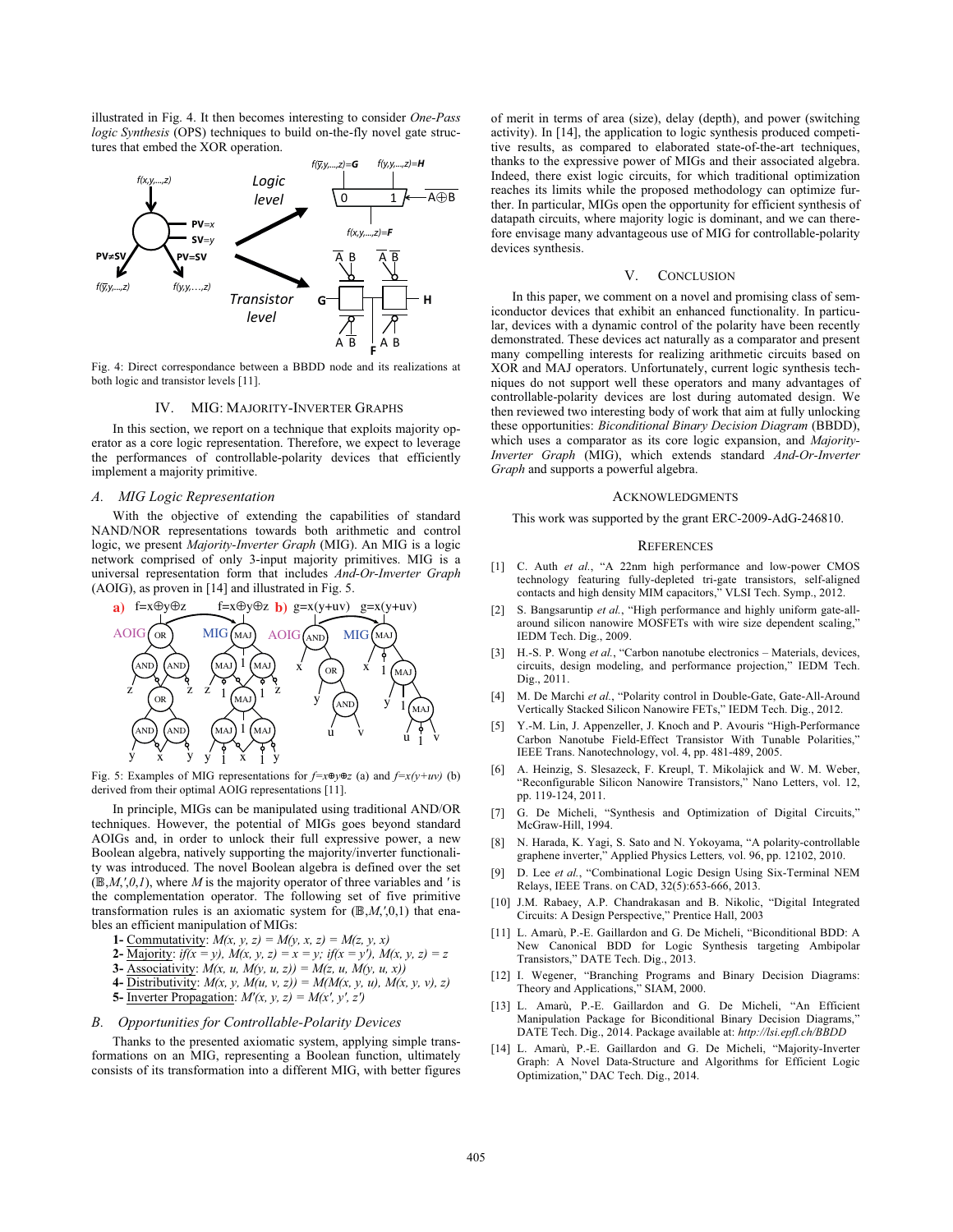illustrated in Fig. 4. It then becomes interesting to consider *One-Pass logic Synthesis* (OPS) techniques to build on-the-fly novel gate structures that embed the XOR operation.

Fig. 4: Direct correspondance between a BBDD node and its realizations at both logic and transistor levels [11].

## IV. MIG: Majority-Inverter Graphs

In this section, we report on a technique that exploits majority operator as a core logic representation. Therefore, we expect to leverage the performances of controllable-polarity devices that efficiently implement a majority primitive.

### A. MIG Logic Representation

With the objective of extending the capabilities of standard NAND/NOR representations towards both arithmetic and control logic, we present *Majority-Inverter Graph* (MIG). An MIG is a logic network comprised of only 3-input majority primitives. MIG is a universal representation form that includes *And-Or-Inverter Graph* (AOIG), as proven in [14] and illustrated in Fig. 5.

Fig. 5: Examples of MIG representations for $f=x\oplus y\oplus z$ (a) and $f=x(y+uv)$ (b) derived from their optimal AOIG representations [11].

In principle, MIGs can be manipulated using traditional AND/OR techniques. However, the potential of MIGs goes beyond standard AOIGs and, in order to unlock their full expressive power, a new Boolean algebra, natively supporting the majority/inverter functionality was introduced. The novel Boolean algebra is defined over the set $(\mathbb{B}, M, ', 0, 1)$, where $M$ is the majority operator of three variables and $'$ is the complementation operator. The following set of five primitive transformation rules is an axiomatic system for $(\mathbb{B}, M, ', 0, 1)$ that enables an efficient manipulation of MIGs:

1- Commutativity: $M(x, y, z) = M(y, x, z) = M(z, y, x)$

2- Majority: $if(x = y),\ M(x, y, z) = x = y;\ if(x = y'),\ M(x, y, z) = z$

3- Associativity: $M(x, u, M(y, u, z)) = M(z, u, M(y, u, x))$

4- Distributivity: $M(x, y, M(u, v, z)) = M(M(x, y, u), M(x, y, v), z)$

5- Inverter Propagation: $M'(x, y, z) = M(x', y', z')$

### B. Opportunities for Controllable-Polarity Devices

Thanks to the presented axiomatic system, applying simple transformations on an MIG, representing a Boolean function, ultimately consists of its transformation into a different MIG, with better figures of merit in terms of area (size), delay (depth), and power (switching activity). In [14], the application to logic synthesis produced competitive results, as compared to elaborated state-of-the-art techniques, thanks to the expressive power of MIGs and their associated algebra. Indeed, there exist logic circuits, for which traditional optimization reaches its limits while the proposed methodology can optimize further. In particular, MIGs open the opportunity for efficient synthesis of datapath circuits, where majority logic is dominant, and we can therefore envisage many advantageous use of MIG for controllable-polarity devices synthesis.

## V. Conclusion

In this paper, we comment on a novel and promising class of semiconductor devices that exhibit an enhanced functionality. In particular, devices with a dynamic control of the polarity have been recently demonstrated. These devices act naturally as a comparator and present many compelling interests for realizing arithmetic circuits based on XOR and MAJ operators. Unfortunately, current logic synthesis techniques do not support well these operators and many advantages of controllable-polarity devices are lost during automated design. We then reviewed two interesting body of work that aim at fully unlocking these opportunities: *Biconditional Binary Decision Diagram* (BBDD), which uses a comparator as its core logic expansion, and *Majority-Inverter Graph* (MIG), which extends standard *And-Or-Inverter Graph* and supports a powerful algebra.

## Acknowledgments

This work was supported by the grant ERC-2009-AdG-246810.

## References

[1] C. Auth *et al.*, "A 22nm high performance and low-power CMOS technology featuring fully-depleted tri-gate transistors, self-aligned contacts and high density MIM capacitors," VLSI Tech. Symp., 2012.

[2] S. Bangsaruntip *et al.*, "High performance and highly uniform gate-all-around silicon nanowire MOSFETs with wire size dependent scaling," IEDM Tech. Dig., 2009.

[3] H.-S. P. Wong *et al.*, "Carbon nanotube electronics – Materials, devices, circuits, design modeling, and performance projection," IEDM Tech. Dig., 2011.

[4] M. De Marchi *et al.*, "Polarity control in Double-Gate, Gate-All-Around Vertically Stacked Silicon Nanowire FETs," IEDM Tech. Dig., 2012.

[5] Y.-M. Lin, J. Appenzeller, J. Knoch and P. Avouris "High-Performance Carbon Nanotube Field-Effect Transistor With Tunable Polarities," IEEE Trans. Nanotechnology, vol. 4, pp. 481-489, 2005.

[6] A. Heinzig, S. Slesazeck, F. Kreupl, T. Mikolajick and W. M. Weber, "Reconfigurable Silicon Nanowire Transistors," Nano Letters, vol. 12, pp. 119-124, 2011.

[7] G. De Micheli, "Synthesis and Optimization of Digital Circuits," McGraw-Hill, 1994.

[8] N. Harada, K. Yagi, S. Sato and N. Yokoyama, "A polarity-controllable graphene inverter," Applied Physics Letters, vol. 96, pp. 12102, 2010.

[9] D. Lee *et al.*, "Combinational Logic Design Using Six-Terminal NEM Relays, IEEE Trans. on CAD, 32(5):653-666, 2013.

[10] J. Rabaey, A.P. Chandrakasan and B. Nikolic, "Digital Integrated Circuits: A Design Perspective," Prentice Hall, 2003

[11] L. Amarù, P.-E. Gaillardon and G. De Micheli, "Biconditional BDD: A New Canonical BDD for Logic Synthesis targeting Ambipolar Transistors," DATE Tech. Dig., 2013.

[12] I. Wegener, "Branching Programs and Binary Decision Diagrams: Theory and Applications," SIAM, 2000.

[13] L. Amarù, P.-E. Gaillardon and G. De Micheli, "An Efficient Manipulation Package for Biconditional Binary Decision Diagrams," DATE Tech. Dig., 2014. Package available at: *http://lsi.epfl.ch/BBDD*

[14] L. Amarù, P.-E. Gaillardon and G. De Micheli, "Majority-Inverter Graph: A Novel Data-Structure and Algorithms for Efficient Logic Optimization," DAC Tech. Dig., 2014.